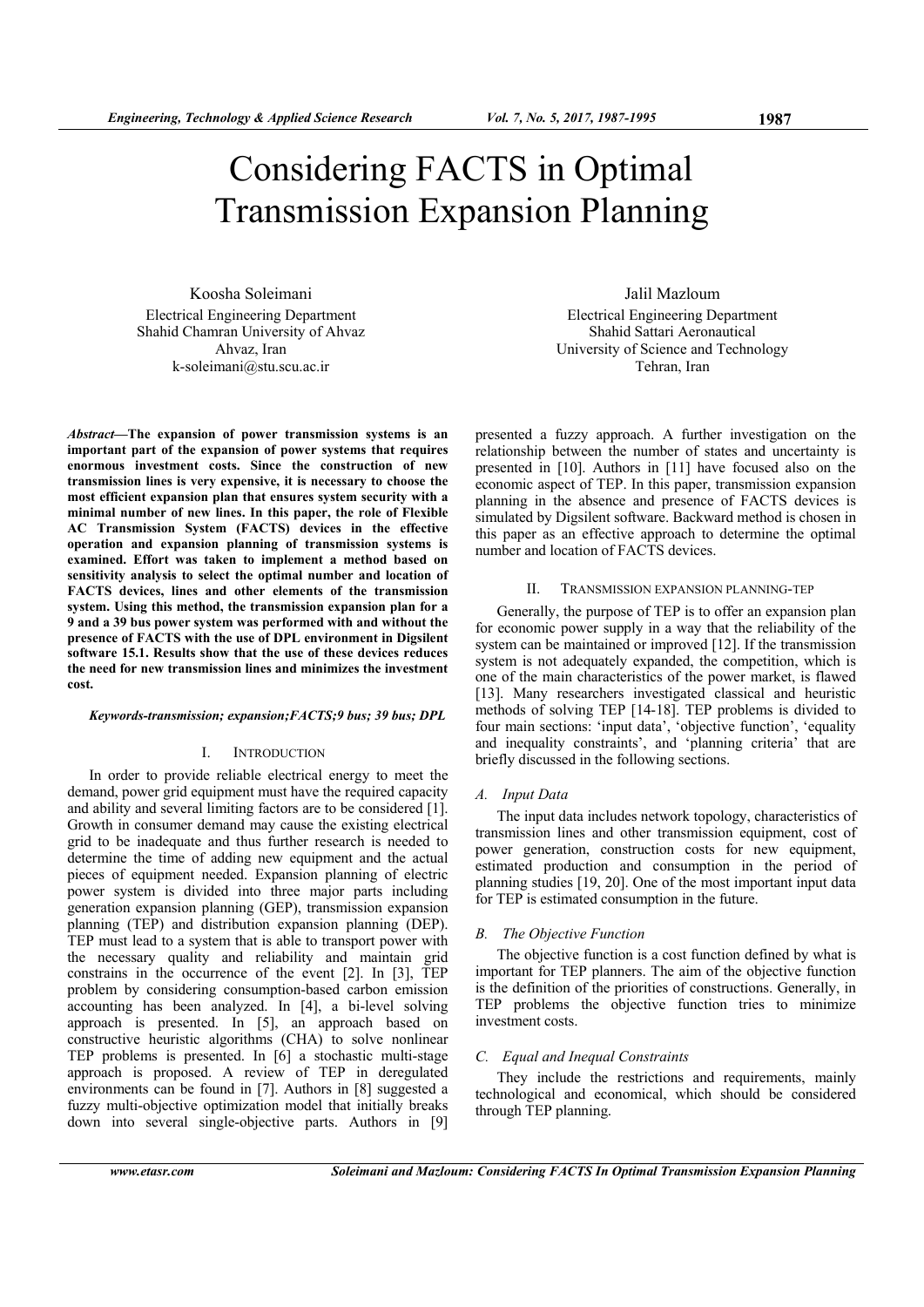# Considering FACTS in Optimal Transmission Expansion Planning

Koosha Soleimani
Electrical Engineering Department
Shahid Chamran University of Ahvaz
Ahvaz, Iran
k-soleimani@stu.scu.ac.ir

Jalil Mazloum
Electrical Engineering Department
Shahid Sattari Aeronautical
University of Science and Technology
Tehran, Iran

***Abstract*—The expansion of power transmission systems is an important part of the expansion of power systems that requires enormous investment costs. Since the construction of new transmission lines is very expensive, it is necessary to choose the most efficient expansion plan that ensures system security with a minimal number of new lines. In this paper, the role of Flexible AC Transmission System (FACTS) devices in the effective operation and expansion planning of transmission systems is examined. Effort was taken to implement a method based on sensitivity analysis to select the optimal number and location of FACTS devices, lines and other elements of the transmission system. Using this method, the transmission expansion plan for a 9 and a 39 bus power system was performed with and without the presence of FACTS with the use of DPL environment in Digsilent software 15.1. Results show that the use of these devices reduces the need for new transmission lines and minimizes the investment cost.**

***Keywords-transmission; expansion;FACTS;9 bus; 39 bus; DPL***

## I. INTRODUCTION

In order to provide reliable electrical energy to meet the demand, power grid equipment must have the required capacity and ability and several limiting factors are to be considered [1]. Growth in consumer demand may cause the existing electrical grid to be inadequate and thus further research is needed to determine the time of adding new equipment and the actual pieces of equipment needed. Expansion planning of electric power system is divided into three major parts including generation expansion planning (GEP), transmission expansion planning (TEP) and distribution expansion planning (DEP). TEP must lead to a system that is able to transport power with the necessary quality and reliability and maintain grid constrains in the occurrence of the event [2]. In [3], TEP problem by considering consumption-based carbon emission accounting has been analyzed. In [4], a bi-level solving approach is presented. In [5], an approach based on constructive heuristic algorithms (CHA) to solve nonlinear TEP problems is presented. In [6] a stochastic multi-stage approach is proposed. A review of TEP in deregulated environments can be found in [7]. Authors in [8] suggested a fuzzy multi-objective optimization model that initially breaks down into several single-objective parts. Authors in [9] presented a fuzzy approach. A further investigation on the relationship between the number of states and uncertainty is presented in [10]. Authors in [11] have focused also on the economic aspect of TEP. In this paper, transmission expansion planning in the absence and presence of FACTS devices is simulated by Digsilent software. Backward method is chosen in this paper as an effective approach to determine the optimal number and location of FACTS devices.

## II. TRANSMISSION EXPANSION PLANNING-TEP

Generally, the purpose of TEP is to offer an expansion plan for economic power supply in a way that the reliability of the system can be maintained or improved [12]. If the transmission system is not adequately expanded, the competition, which is one of the main characteristics of the power market, is flawed [13]. Many researchers investigated classical and heuristic methods of solving TEP [14-18]. TEP problems is divided to four main sections: 'input data', 'objective function', 'equality and inequality constraints', and 'planning criteria' that are briefly discussed in the following sections.

### *A. Input Data*

The input data includes network topology, characteristics of transmission lines and other transmission equipment, cost of power generation, construction costs for new equipment, estimated production and consumption in the period of planning studies [19, 20]. One of the most important input data for TEP is estimated consumption in the future.

### *B. The Objective Function*

The objective function is a cost function defined by what is important for TEP planners. The aim of the objective function is the definition of the priorities of constructions. Generally, in TEP problems the objective function tries to minimize investment costs.

### *C. Equal and Inequal Constraints*

They include the restrictions and requirements, mainly technological and economical, which should be considered through TEP planning.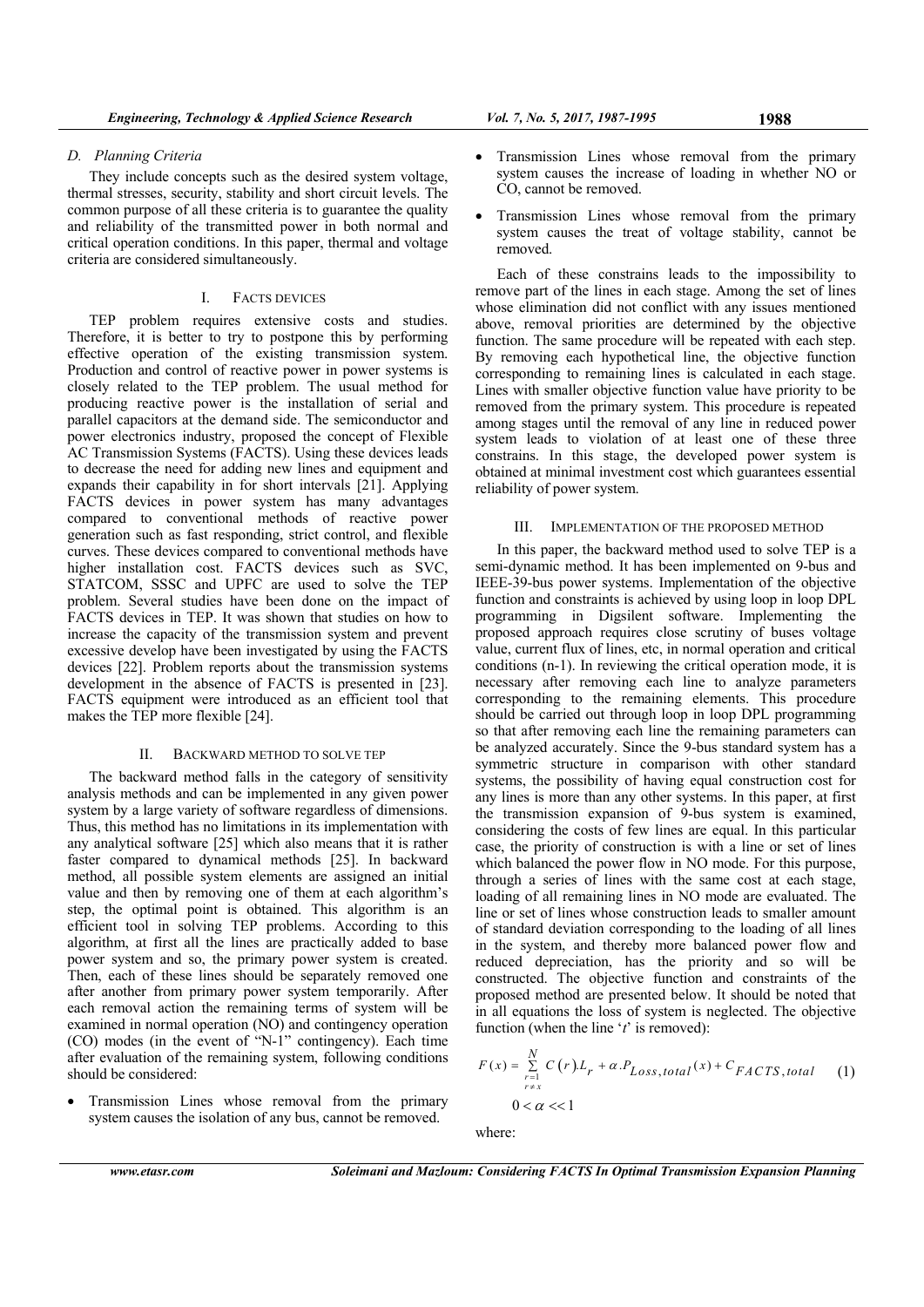### D. Planning Criteria

They include concepts such as the desired system voltage, thermal stresses, security, stability and short circuit levels. The common purpose of all these criteria is to guarantee the quality and reliability of the transmitted power in both normal and critical operation conditions. In this paper, thermal and voltage criteria are considered simultaneously.

## I. FACTS DEVICES

TEP problem requires extensive costs and studies. Therefore, it is better to try to postpone this by performing effective operation of the existing transmission system. Production and control of reactive power in power systems is closely related to the TEP problem. The usual method for producing reactive power is the installation of serial and parallel capacitors at the demand side. The semiconductor and power electronics industry, proposed the concept of Flexible AC Transmission Systems (FACTS). Using these devices leads to decrease the need for adding new lines and equipment and expands their capability in for short intervals [21]. Applying FACTS devices in power system has many advantages compared to conventional methods of reactive power generation such as fast responding, strict control, and flexible curves. These devices compared to conventional methods have higher installation cost. FACTS devices such as SVC, STATCOM, SSSC and UPFC are used to solve the TEP problem. Several studies have been done on the impact of FACTS devices in TEP. It was shown that studies on how to increase the capacity of the transmission system and prevent excessive develop have been investigated by using the FACTS devices [22]. Problem reports about the transmission systems development in the absence of FACTS is presented in [23]. FACTS equipment were introduced as an efficient tool that makes the TEP more flexible [24].

## II. BACKWARD METHOD TO SOLVE TEP

The backward method falls in the category of sensitivity analysis methods and can be implemented in any given power system by a large variety of software regardless of dimensions. Thus, this method has no limitations in its implementation with any analytical software [25] which also means that it is rather faster compared to dynamical methods [25]. In backward method, all possible system elements are assigned an initial value and then by removing one of them at each algorithm's step, the optimal point is obtained. This algorithm is an efficient tool in solving TEP problems. According to this algorithm, at first all the lines are practically added to base power system and so, the primary power system is created. Then, each of these lines should be separately removed one after another from primary power system temporarily. After each removal action the remaining terms of system will be examined in normal operation (NO) and contingency operation (CO) modes (in the event of "N-1" contingency). Each time after evaluation of the remaining system, following conditions should be considered:

- Transmission Lines whose removal from the primary system causes the isolation of any bus, cannot be removed.
- Transmission Lines whose removal from the primary system causes the increase of loading in whether NO or CO, cannot be removed.
- Transmission Lines whose removal from the primary system causes the treat of voltage stability, cannot be removed.

Each of these constrains leads to the impossibility to remove part of the lines in each stage. Among the set of lines whose elimination did not conflict with any issues mentioned above, removal priorities are determined by the objective function. The same procedure will be repeated with each step. By removing each hypothetical line, the objective function corresponding to remaining lines is calculated in each stage. Lines with smaller objective function value have priority to be removed from the primary system. This procedure is repeated among stages until the removal of any line in reduced power system leads to violation of at least one of these three constrains. In this stage, the developed power system is obtained at minimal investment cost which guarantees essential reliability of power system.

## III. IMPLEMENTATION OF THE PROPOSED METHOD

In this paper, the backward method used to solve TEP is a semi-dynamic method. It has been implemented on 9-bus and IEEE-39-bus power systems. Implementation of the objective function and constraints is achieved by using loop in loop DPL programming in Digsilent software. Implementing the proposed approach requires close scrutiny of buses voltage value, current flux of lines, etc, in normal operation and critical conditions (n-1). In reviewing the critical operation mode, it is necessary after removing each line to analyze parameters corresponding to the remaining elements. This procedure should be carried out through loop in loop DPL programming so that after removing each line the remaining parameters can be analyzed accurately. Since the 9-bus standard system has a symmetric structure in comparison with other standard systems, the possibility of having equal construction cost for any lines is more than any other systems. In this paper, at first the transmission expansion of 9-bus system is examined, considering the costs of few lines are equal. In this particular case, the priority of construction is with a line or set of lines which balanced the power flow in NO mode. For this purpose, through a series of lines with the same cost at each stage, loading of all remaining lines in NO mode are evaluated. The line or set of lines whose construction leads to smaller amount of standard deviation corresponding to the loading of all lines in the system, and thereby more balanced power flow and reduced depreciation, has the priority and so will be constructed. The objective function and constraints of the proposed method are presented below. It should be noted that in all equations the loss of system is neglected. The objective function (when the line '$t$' is removed):

$$F(x) = \sum_{\substack{r=1 \\ r \neq x}}^{N} C(r).L_r + \alpha.P_{Loss,total}(x) + C_{FACTS,total} \qquad (1)$$

$$0 < \alpha << 1$$

where: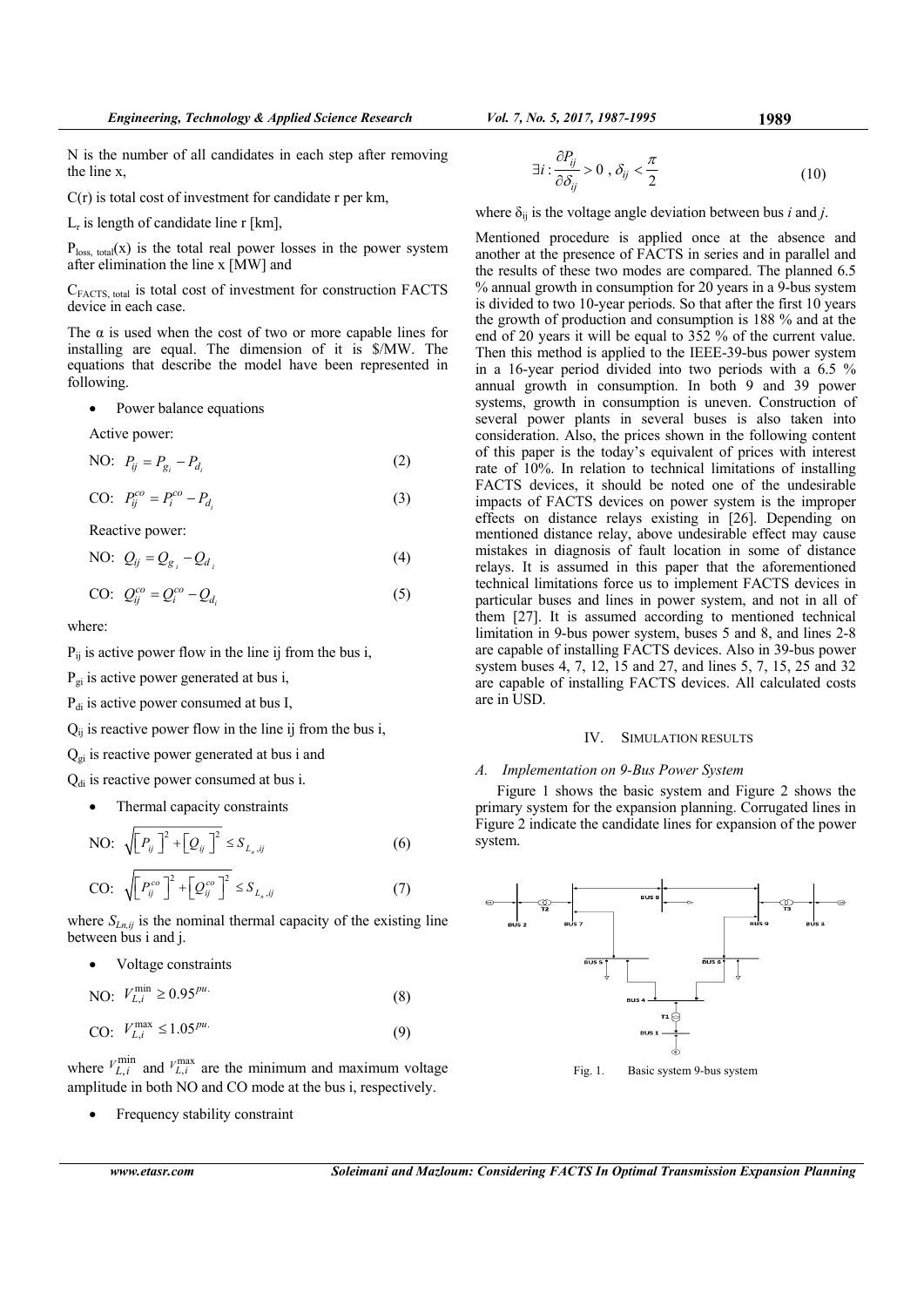N is the number of all candidates in each step after removing the line x,

C(r) is total cost of investment for candidate r per km,

$L_r$ is length of candidate line r [km],

$P_{loss,\ total}(x)$ is the total real power losses in the power system after elimination the line x [MW] and

$C_{FACTS,\ total}$ is total cost of investment for construction FACTS device in each case.

The α is used when the cost of two or more capable lines for installing are equal. The dimension of it is \$/MW. The equations that describe the model have been represented in following.

- Power balance equations

Active power:

$$\text{NO:}\quad P_{ij} = P_{g_i} - P_{d_i} \tag{2}$$

$$\text{CO:}\quad P_{ij}^{co} = P_i^{co} - P_{d_i} \tag{3}$$

Reactive power:

$$\text{NO:}\quad Q_{ij} = Q_{g_i} - Q_{d_i} \tag{4}$$

$$\text{CO:}\quad Q_{ij}^{co} = Q_i^{co} - Q_{d_i} \tag{5}$$

where:

$P_{ij}$ is active power flow in the line ij from the bus i,

$P_{gi}$ is active power generated at bus i,

$P_{di}$ is active power consumed at bus I,

$Q_{ij}$ is reactive power flow in the line ij from the bus i,

$Q_{gi}$ is reactive power generated at bus i and

$Q_{di}$ is reactive power consumed at bus i.

- Thermal capacity constraints

$$\text{NO:}\quad \sqrt{\left[P_{ij}\right]^2 + \left[Q_{ij}\right]^2} \le S_{L_n,ij} \tag{6}$$

$$\text{CO:}\quad \sqrt{\left[P_{ij}^{co}\right]^2 + \left[Q_{ij}^{co}\right]^2} \le S_{L_n,ij} \tag{7}$$

where $S_{Ln,ij}$ is the nominal thermal capacity of the existing line between bus i and j.

- Voltage constraints

$$\text{NO:}\quad V_{L,i}^{\min} \ge 0.95^{pu.} \tag{8}$$

$$\text{CO:}\quad V_{L,i}^{\max} \le 1.05^{pu.} \tag{9}$$

where $V_{L,i}^{\min}$ and $V_{L,i}^{\max}$ are the minimum and maximum voltage amplitude in both NO and CO mode at the bus i, respectively.

- Frequency stability constraint

$$\exists i : \frac{\partial P_{ij}}{\partial \delta_{ij}} > 0\ ,\ \delta_{ij} < \frac{\pi}{2} \tag{10}$$

where $\delta_{ij}$ is the voltage angle deviation between bus *i* and *j*.

Mentioned procedure is applied once at the absence and another at the presence of FACTS in series and in parallel and the results of these two modes are compared. The planned 6.5 % annual growth in consumption for 20 years in a 9-bus system is divided to two 10-year periods. So that after the first 10 years the growth of production and consumption is 188 % and at the end of 20 years it will be equal to 352 % of the current value. Then this method is applied to the IEEE-39-bus power system in a 16-year period divided into two periods with a 6.5 % annual growth in consumption. In both 9 and 39 power systems, growth in consumption is uneven. Construction of several power plants in several buses is also taken into consideration. Also, the prices shown in the following content of this paper is the today's equivalent of prices with interest rate of 10%. In relation to technical limitations of installing FACTS devices, it should be noted one of the undesirable impacts of FACTS devices on power system is the improper effects on distance relays existing in [26]. Depending on mentioned distance relay, above undesirable effect may cause mistakes in diagnosis of fault location in some of distance relays. It is assumed in this paper that the aforementioned technical limitations force us to implement FACTS devices in particular buses and lines in power system, and not in all of them [27]. It is assumed according to mentioned technical limitation in 9-bus power system, buses 5 and 8, and lines 2-8 are capable of installing FACTS devices. Also in 39-bus power system buses 4, 7, 12, 15 and 27, and lines 5, 7, 15, 25 and 32 are capable of installing FACTS devices. All calculated costs are in USD.

## IV. Simulation Results

### A. Implementation on 9-Bus Power System

Figure 1 shows the basic system and Figure 2 shows the primary system for the expansion planning. Corrugated lines in Figure 2 indicate the candidate lines for expansion of the power system.

Fig. 1. Basic system 9-bus system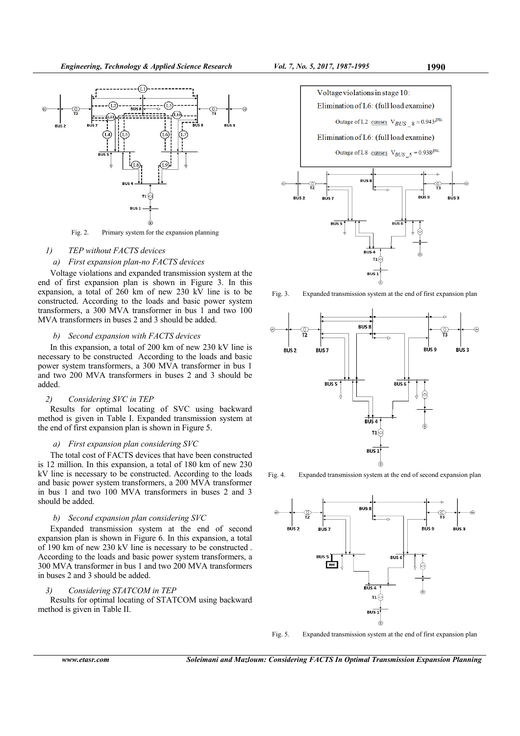Fig. 2. Primary system for the expansion planning

### 1) TEP without FACTS devices

#### a) First expansion plan-no FACTS devices

Voltage violations and expanded transmission system at the end of first expansion plan is shown in Figure 3. In this expansion, a total of 260 km of new 230 kV line is to be constructed. According to the loads and basic power system transformers, a 300 MVA transformer in bus 1 and two 100 MVA transformers in buses 2 and 3 should be added.

#### b) Second expansion with FACTS devices

In this expansion, a total of 200 km of new 230 kV line is necessary to be constructed According to the loads and basic power system transformers, a 300 MVA transformer in bus 1 and two 200 MVA transformers in buses 2 and 3 should be added.

### 2) Considering SVC in TEP

Results for optimal locating of SVC using backward method is given in Table I. Expanded transmission system at the end of first expansion plan is shown in Figure 5.

#### a) First expansion plan considering SVC

The total cost of FACTS devices that have been constructed is 12 million. In this expansion, a total of 180 km of new 230 kV line is necessary to be constructed. According to the loads and basic power system transformers, a 200 MVA transformer in bus 1 and two 100 MVA transformers in buses 2 and 3 should be added.

#### b) Second expansion plan considering SVC

Expanded transmission system at the end of second expansion plan is shown in Figure 6. In this expansion, a total of 190 km of new 230 kV line is necessary to be constructed . According to the loads and basic power system transformers, a 300 MVA transformer in bus 1 and two 200 MVA transformers in buses 2 and 3 should be added.

### 3) Considering STATCOM in TEP

Results for optimal locating of STATCOM using backward method is given in Table II.

Voltage violations in stage 10:

Elimination of L6: (full load examine)

Outage of L2 causes $V_{BUS\_8} = 0.943^{pu.}$

Elimination of L6: (full load examine)

Outage of L8 causes $V_{BUS\_5} = 0.938^{pu.}$

Fig. 3. Expanded transmission system at the end of first expansion plan

Fig. 4. Expanded transmission system at the end of second expansion plan

Fig. 5. Expanded transmission system at the end of first expansion plan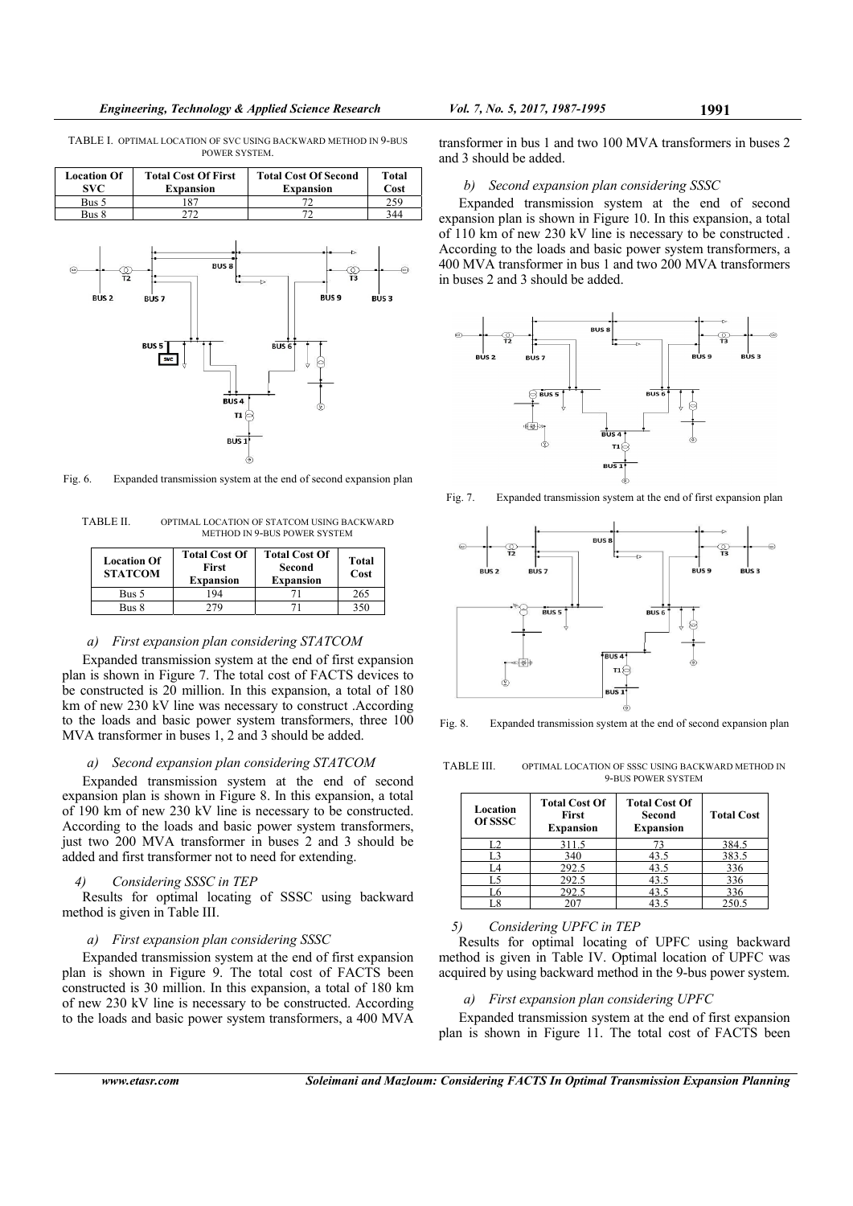TABLE I. OPTIMAL LOCATION OF SVC USING BACKWARD METHOD IN 9-BUS POWER SYSTEM.

| Location Of SVC | Total Cost Of First Expansion | Total Cost Of Second Expansion | Total Cost |
|---|---|---|---|
| Bus 5 | 187 | 72 | 259 |
| Bus 8 | 272 | 72 | 344 |

Fig. 6. Expanded transmission system at the end of second expansion plan

TABLE II. OPTIMAL LOCATION OF STATCOM USING BACKWARD METHOD IN 9-BUS POWER SYSTEM

| Location Of STATCOM | Total Cost Of First Expansion | Total Cost Of Second Expansion | Total Cost |
|---|---|---|---|
| Bus 5 | 194 | 71 | 265 |
| Bus 8 | 279 | 71 | 350 |

*a) First expansion plan considering STATCOM*

Expanded transmission system at the end of first expansion plan is shown in Figure 7. The total cost of FACTS devices to be constructed is 20 million. In this expansion, a total of 180 km of new 230 kV line was necessary to construct .According to the loads and basic power system transformers, three 100 MVA transformer in buses 1, 2 and 3 should be added.

*a) Second expansion plan considering STATCOM*

Expanded transmission system at the end of second expansion plan is shown in Figure 8. In this expansion, a total of 190 km of new 230 kV line is necessary to be constructed. According to the loads and basic power system transformers, just two 200 MVA transformer in buses 2 and 3 should be added and first transformer not to need for extending.

*4) Considering SSSC in TEP*

Results for optimal locating of SSSC using backward method is given in Table III.

*a) First expansion plan considering SSSC*

Expanded transmission system at the end of first expansion plan is shown in Figure 9. The total cost of FACTS been constructed is 30 million. In this expansion, a total of 180 km of new 230 kV line is necessary to be constructed. According to the loads and basic power system transformers, a 400 MVA transformer in bus 1 and two 100 MVA transformers in buses 2 and 3 should be added.

*b) Second expansion plan considering SSSC*

Expanded transmission system at the end of second expansion plan is shown in Figure 10. In this expansion, a total of 110 km of new 230 kV line is necessary to be constructed . According to the loads and basic power system transformers, a 400 MVA transformer in bus 1 and two 200 MVA transformers in buses 2 and 3 should be added.

Fig. 7. Expanded transmission system at the end of first expansion plan

Fig. 8. Expanded transmission system at the end of second expansion plan

TABLE III. OPTIMAL LOCATION OF SSSC USING BACKWARD METHOD IN 9-BUS POWER SYSTEM

| Location Of SSSC | Total Cost Of First Expansion | Total Cost Of Second Expansion | Total Cost |
|---|---|---|---|
| L2 | 311.5 | 73 | 384.5 |
| L3 | 340 | 43.5 | 383.5 |
| L4 | 292.5 | 43.5 | 336 |
| L5 | 292.5 | 43.5 | 336 |
| L6 | 292.5 | 43.5 | 336 |
| L8 | 207 | 43.5 | 250.5 |

*5) Considering UPFC in TEP*

Results for optimal locating of UPFC using backward method is given in Table IV. Optimal location of UPFC was acquired by using backward method in the 9-bus power system.

*a) First expansion plan considering UPFC*

Expanded transmission system at the end of first expansion plan is shown in Figure 11. The total cost of FACTS been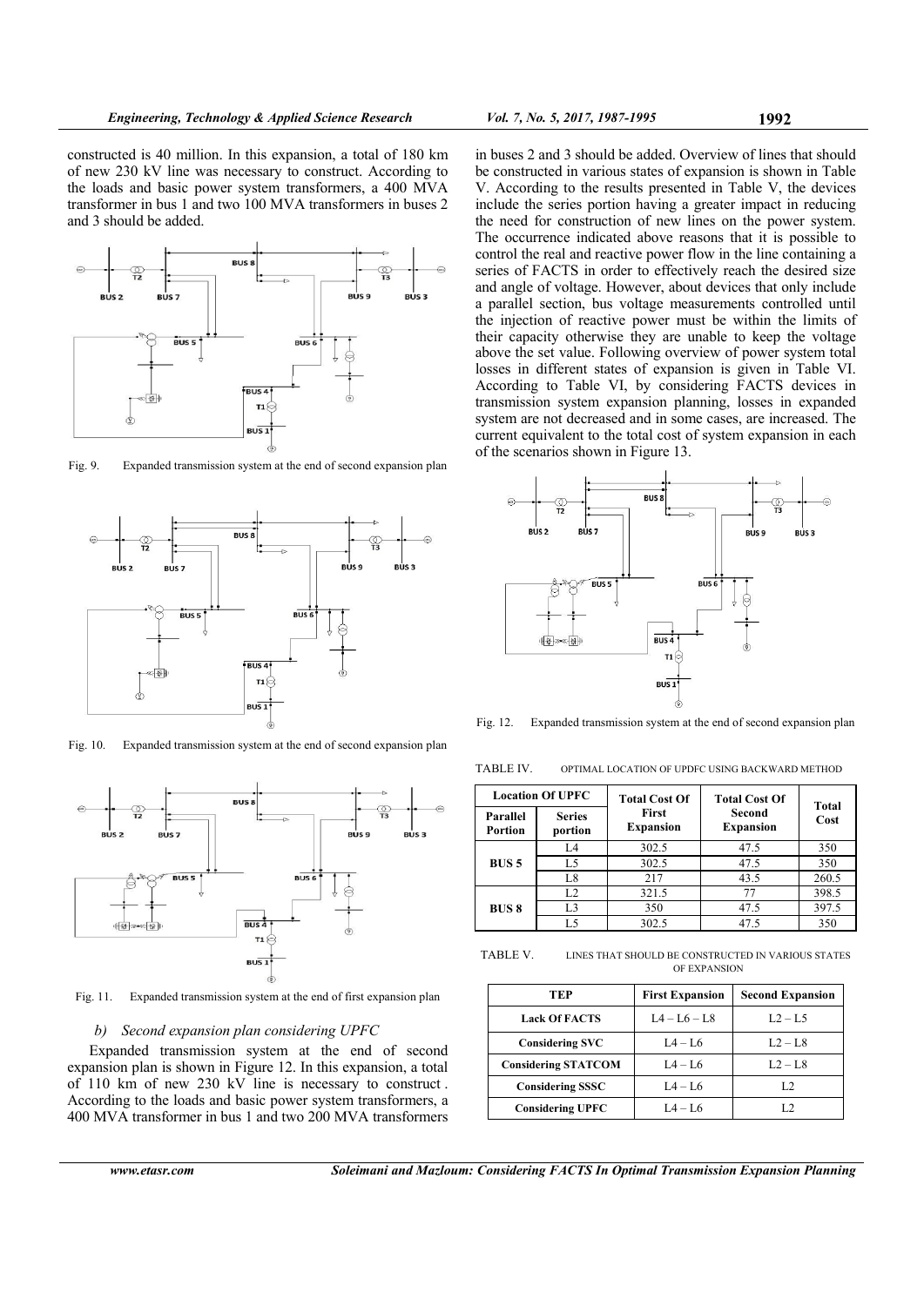constructed is 40 million. In this expansion, a total of 180 km of new 230 kV line was necessary to construct. According to the loads and basic power system transformers, a 400 MVA transformer in bus 1 and two 100 MVA transformers in buses 2 and 3 should be added.

Fig. 9. Expanded transmission system at the end of second expansion plan

Fig. 10. Expanded transmission system at the end of second expansion plan

Fig. 11. Expanded transmission system at the end of first expansion plan

*b) Second expansion plan considering UPFC*

Expanded transmission system at the end of second expansion plan is shown in Figure 12. In this expansion, a total of 110 km of new 230 kV line is necessary to construct. According to the loads and basic power system transformers, a 400 MVA transformer in bus 1 and two 200 MVA transformers in buses 2 and 3 should be added. Overview of lines that should be constructed in various states of expansion is shown in Table V. According to the results presented in Table V, the devices include the series portion having a greater impact in reducing the need for construction of new lines on the power system. The occurrence indicated above reasons that it is possible to control the real and reactive power flow in the line containing a series of FACTS in order to effectively reach the desired size and angle of voltage. However, about devices that only include a parallel section, bus voltage measurements controlled until the injection of reactive power must be within the limits of their capacity otherwise they are unable to keep the voltage above the set value. Following overview of power system total losses in different states of expansion is given in Table VI. According to Table VI, by considering FACTS devices in transmission system expansion planning, losses in expanded system are not decreased and in some cases, are increased. The current equivalent to the total cost of system expansion in each of the scenarios shown in Figure 13.

Fig. 12. Expanded transmission system at the end of second expansion plan

TABLE IV. OPTIMAL LOCATION OF UPDFC USING BACKWARD METHOD

| Location Of UPFC | | Total Cost Of First Expansion | Total Cost Of Second Expansion | Total Cost |
|---|---|---|---|---|
| Parallel Portion | Series portion | | | |
| BUS 5 | L4 | 302.5 | 47.5 | 350 |
| | L5 | 302.5 | 47.5 | 350 |
| | L8 | 217 | 43.5 | 260.5 |
| BUS 8 | L2 | 321.5 | 77 | 398.5 |
| | L3 | 350 | 47.5 | 397.5 |
| | L5 | 302.5 | 47.5 | 350 |

TABLE V. LINES THAT SHOULD BE CONSTRUCTED IN VARIOUS STATES OF EXPANSION

| TEP | First Expansion | Second Expansion |
|---|---|---|
| Lack Of FACTS | L4 – L6 – L8 | L2 – L5 |
| Considering SVC | L4 – L6 | L2 – L8 |
| Considering STATCOM | L4 – L6 | L2 – L8 |
| Considering SSSC | L4 – L6 | L2 |
| Considering UPFC | L4 – L6 | L2 |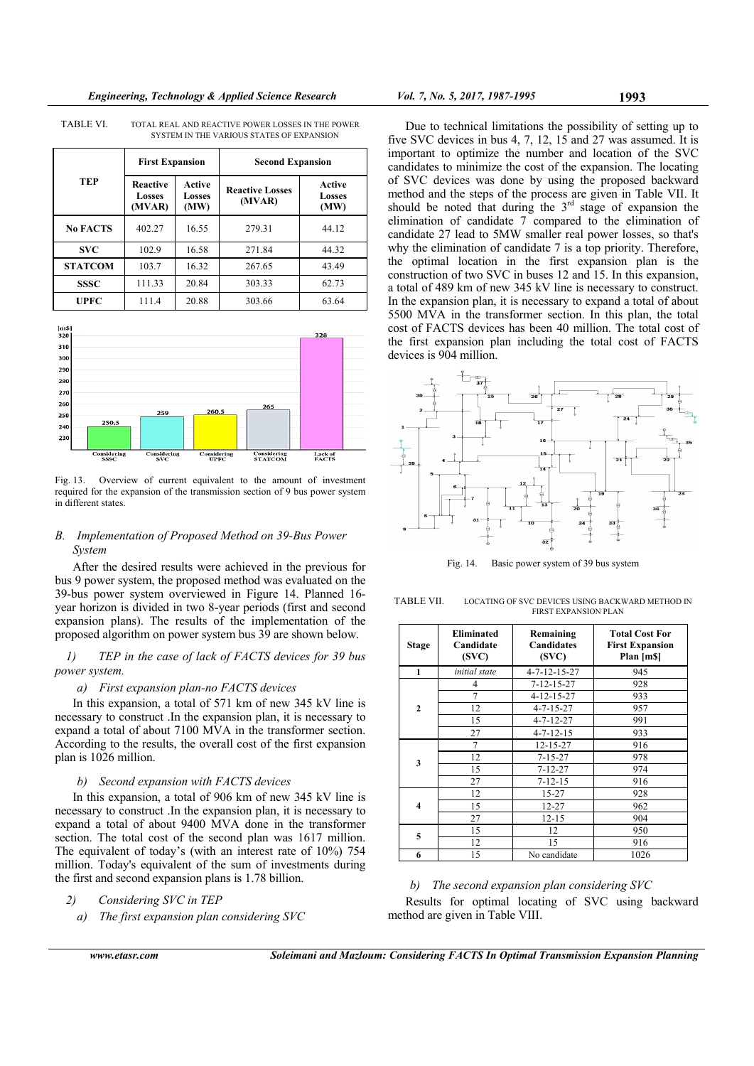TABLE VI. TOTAL REAL AND REACTIVE POWER LOSSES IN THE POWER SYSTEM IN THE VARIOUS STATES OF EXPANSION

| TEP | First Expansion | | Second Expansion | |
|---|---|---|---|---|
| | Reactive Losses (MVAR) | Active Losses (MW) | Reactive Losses (MVAR) | Active Losses (MW) |
| No FACTS | 402.27 | 16.55 | 279.31 | 44.12 |
| SVC | 102.9 | 16.58 | 271.84 | 44.32 |
| STATCOM | 103.7 | 16.32 | 267.65 | 43.49 |
| SSSC | 111.33 | 20.84 | 303.33 | 62.73 |
| UPFC | 111.4 | 20.88 | 303.66 | 63.64 |

Fig. 13. Overview of current equivalent to the amount of investment required for the expansion of the transmission section of 9 bus power system in different states.

### B. Implementation of Proposed Method on 39-Bus Power System

After the desired results were achieved in the previous for bus 9 power system, the proposed method was evaluated on the 39-bus power system overviewed in Figure 14. Planned 16-year horizon is divided in two 8-year periods (first and second expansion plans). The results of the implementation of the proposed algorithm on power system bus 39 are shown below.

*1) TEP in the case of lack of FACTS devices for 39 bus power system.*

*a) First expansion plan-no FACTS devices*

In this expansion, a total of 571 km of new 345 kV line is necessary to construct .In the expansion plan, it is necessary to expand a total of about 7100 MVA in the transformer section. According to the results, the overall cost of the first expansion plan is 1026 million.

*b) Second expansion with FACTS devices*

In this expansion, a total of 906 km of new 345 kV line is necessary to construct .In the expansion plan, it is necessary to expand a total of about 9400 MVA done in the transformer section. The total cost of the second plan was 1617 million. The equivalent of today's (with an interest rate of 10%) 754 million. Today's equivalent of the sum of investments during the first and second expansion plans is 1.78 billion.

*2) Considering SVC in TEP*

*a) The first expansion plan considering SVC*

Due to technical limitations the possibility of setting up to five SVC devices in bus 4, 7, 12, 15 and 27 was assumed. It is important to optimize the number and location of the SVC candidates to minimize the cost of the expansion. The locating of SVC devices was done by using the proposed backward method and the steps of the process are given in Table VII. It should be noted that during the 3[rd] stage of expansion the elimination of candidate 7 compared to the elimination of candidate 27 lead to 5MW smaller real power losses, so that's why the elimination of candidate 7 is a top priority. Therefore, the optimal location in the first expansion plan is the construction of two SVC in buses 12 and 15. In this expansion, a total of 489 km of new 345 kV line is necessary to construct. In the expansion plan, it is necessary to expand a total of about 5500 MVA in the transformer section. In this plan, the total cost of FACTS devices has been 40 million. The total cost of the first expansion plan including the total cost of FACTS devices is 904 million.

Fig. 14. Basic power system of 39 bus system

TABLE VII. LOCATING OF SVC DEVICES USING BACKWARD METHOD IN FIRST EXPANSION PLAN

| Stage | Eliminated Candidate (SVC) | Remaining Candidates (SVC) | Total Cost For First Expansion Plan [m$] |
|---|---|---|---|
| 1 | *initial state* | 4-7-12-15-27 | 945 |
| 2 | 4 | 7-12-15-27 | 928 |
| | 7 | 4-12-15-27 | 933 |
| | 12 | 4-7-15-27 | 957 |
| | 15 | 4-7-12-27 | 991 |
| | 27 | 4-7-12-15 | 933 |
| 3 | 7 | 12-15-27 | 916 |
| | 12 | 7-15-27 | 978 |
| | 15 | 7-12-27 | 974 |
| | 27 | 7-12-15 | 916 |
| 4 | 12 | 15-27 | 928 |
| | 15 | 12-27 | 962 |
| | 27 | 12-15 | 904 |
| 5 | 15 | 12 | 950 |
| | 12 | 15 | 916 |
| 6 | 15 | No candidate | 1026 |

*b) The second expansion plan considering SVC*

Results for optimal locating of SVC using backward method are given in Table VIII.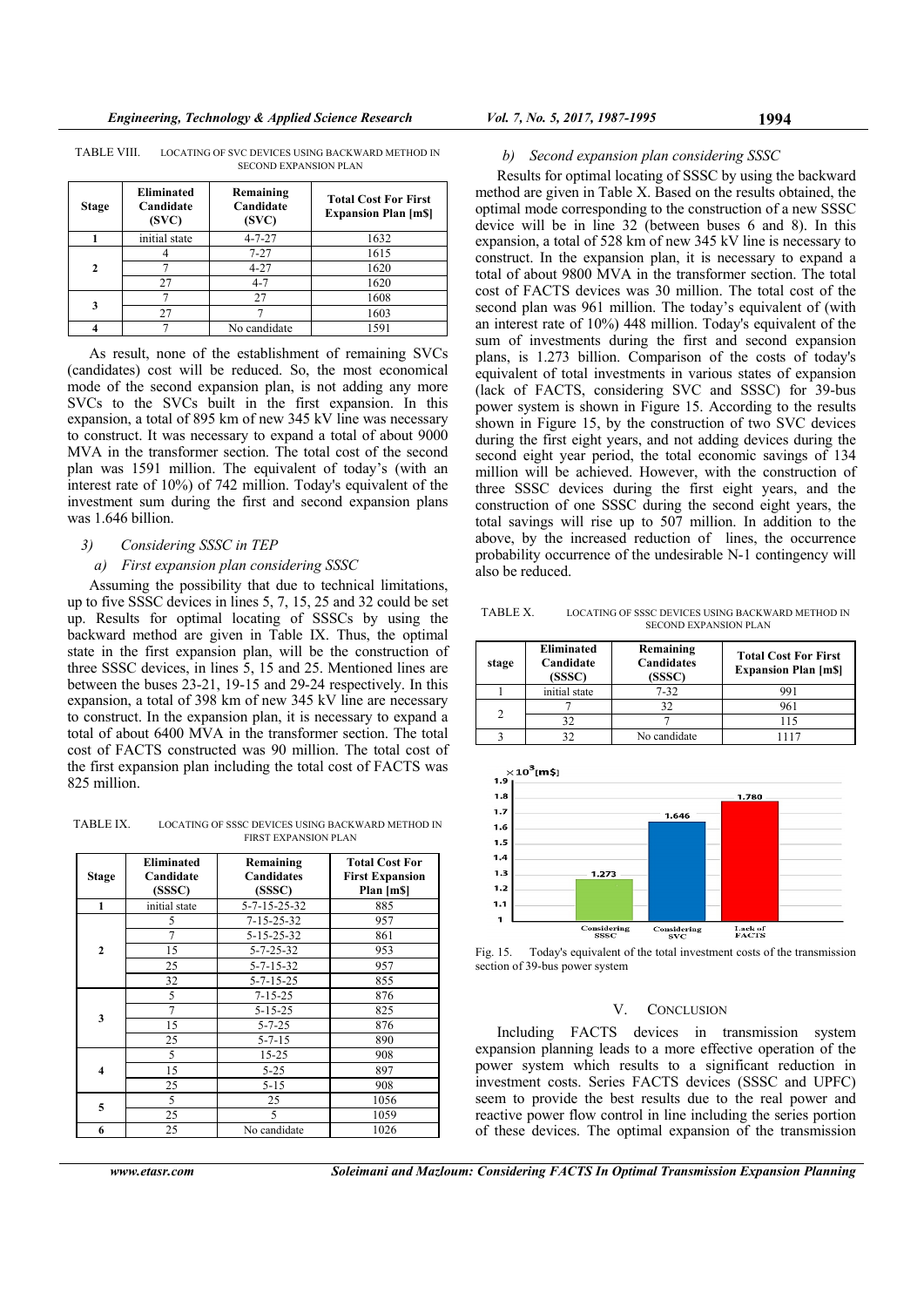TABLE VIII. LOCATING OF SVC DEVICES USING BACKWARD METHOD IN SECOND EXPANSION PLAN

| Stage | Eliminated Candidate (SVC) | Remaining Candidate (SVC) | Total Cost For First Expansion Plan [m$] |
|---|---|---|---|
| 1 | initial state | 4-7-27 | 1632 |
| 2 | 4 | 7-27 | 1615 |
| | 7 | 4-27 | 1620 |
| | 27 | 4-7 | 1620 |
| 3 | 7 | 27 | 1608 |
| | 27 | 7 | 1603 |
| 4 | 7 | No candidate | 1591 |

As result, none of the establishment of remaining SVCs (candidates) cost will be reduced. So, the most economical mode of the second expansion plan, is not adding any more SVCs to the SVCs built in the first expansion. In this expansion, a total of 895 km of new 345 kV line was necessary to construct. It was necessary to expand a total of about 9000 MVA in the transformer section. The total cost of the second plan was 1591 million. The equivalent of today's (with an interest rate of 10%) of 742 million. Today's equivalent of the investment sum during the first and second expansion plans was 1.646 billion.

### 3) Considering SSSC in TEP

#### a) First expansion plan considering SSSC

Assuming the possibility that due to technical limitations, up to five SSSC devices in lines 5, 7, 15, 25 and 32 could be set up. Results for optimal locating of SSSCs by using the backward method are given in Table IX. Thus, the optimal state in the first expansion plan, will be the construction of three SSSC devices, in lines 5, 15 and 25. Mentioned lines are between the buses 23-21, 19-15 and 29-24 respectively. In this expansion, a total of 398 km of new 345 kV line are necessary to construct. In the expansion plan, it is necessary to expand a total of about 6400 MVA in the transformer section. The total cost of FACTS constructed was 90 million. The total cost of the first expansion plan including the total cost of FACTS was 825 million.

TABLE IX. LOCATING OF SSSC DEVICES USING BACKWARD METHOD IN FIRST EXPANSION PLAN

| Stage | Eliminated Candidate (SSSC) | Remaining Candidates (SSSC) | Total Cost For First Expansion Plan [m$] |
|---|---|---|---|
| 1 | initial state | 5-7-15-25-32 | 885 |
| 2 | 5 | 7-15-25-32 | 957 |
| | 7 | 5-15-25-32 | 861 |
| | 15 | 5-7-25-32 | 953 |
| | 25 | 5-7-15-32 | 957 |
| | 32 | 5-7-15-25 | 855 |
| 3 | 5 | 7-15-25 | 876 |
| | 7 | 5-15-25 | 825 |
| | 15 | 5-7-25 | 876 |
| | 25 | 5-7-15 | 890 |
| 4 | 5 | 15-25 | 908 |
| | 15 | 5-25 | 897 |
| | 25 | 5-15 | 908 |
| 5 | 5 | 25 | 1056 |
| | 25 | 5 | 1059 |
| 6 | 25 | No candidate | 1026 |

#### b) Second expansion plan considering SSSC

Results for optimal locating of SSSC by using the backward method are given in Table X. Based on the results obtained, the optimal mode corresponding to the construction of a new SSSC device will be in line 32 (between buses 6 and 8). In this expansion, a total of 528 km of new 345 kV line is necessary to construct. In the expansion plan, it is necessary to expand a total of about 9800 MVA in the transformer section. The total cost of FACTS devices was 30 million. The total cost of the second plan was 961 million. The today's equivalent of (with an interest rate of 10%) 448 million. Today's equivalent of the sum of investments during the first and second expansion plans, is 1.273 billion. Comparison of the costs of today's equivalent of total investments in various states of expansion (lack of FACTS, considering SVC and SSSC) for 39-bus power system is shown in Figure 15. According to the results shown in Figure 15, by the construction of two SVC devices during the first eight years, and not adding devices during the second eight year period, the total economic savings of 134 million will be achieved. However, with the construction of three SSSC devices during the first eight years, and the construction of one SSSC during the second eight years, the total savings will rise up to 507 million. In addition to the above, by the increased reduction of lines, the occurrence probability occurrence of the undesirable N-1 contingency will also be reduced.

TABLE X. LOCATING OF SSSC DEVICES USING BACKWARD METHOD IN SECOND EXPANSION PLAN

| stage | Eliminated Candidate (SSSC) | Remaining Candidates (SSSC) | Total Cost For First Expansion Plan [m$] |
|---|---|---|---|
| 1 | initial state | 7-32 | 991 |
| 2 | 7 | 32 | 961 |
| | 32 | 7 | 115 |
| 3 | 32 | No candidate | 1117 |

Fig. 15. Today's equivalent of the total investment costs of the transmission section of 39-bus power system

## V. CONCLUSION

Including FACTS devices in transmission system expansion planning leads to a more effective operation of the power system which results to a significant reduction in investment costs. Series FACTS devices (SSSC and UPFC) seem to provide the best results due to the real power and reactive power flow control in line including the series portion of these devices. The optimal expansion of the transmission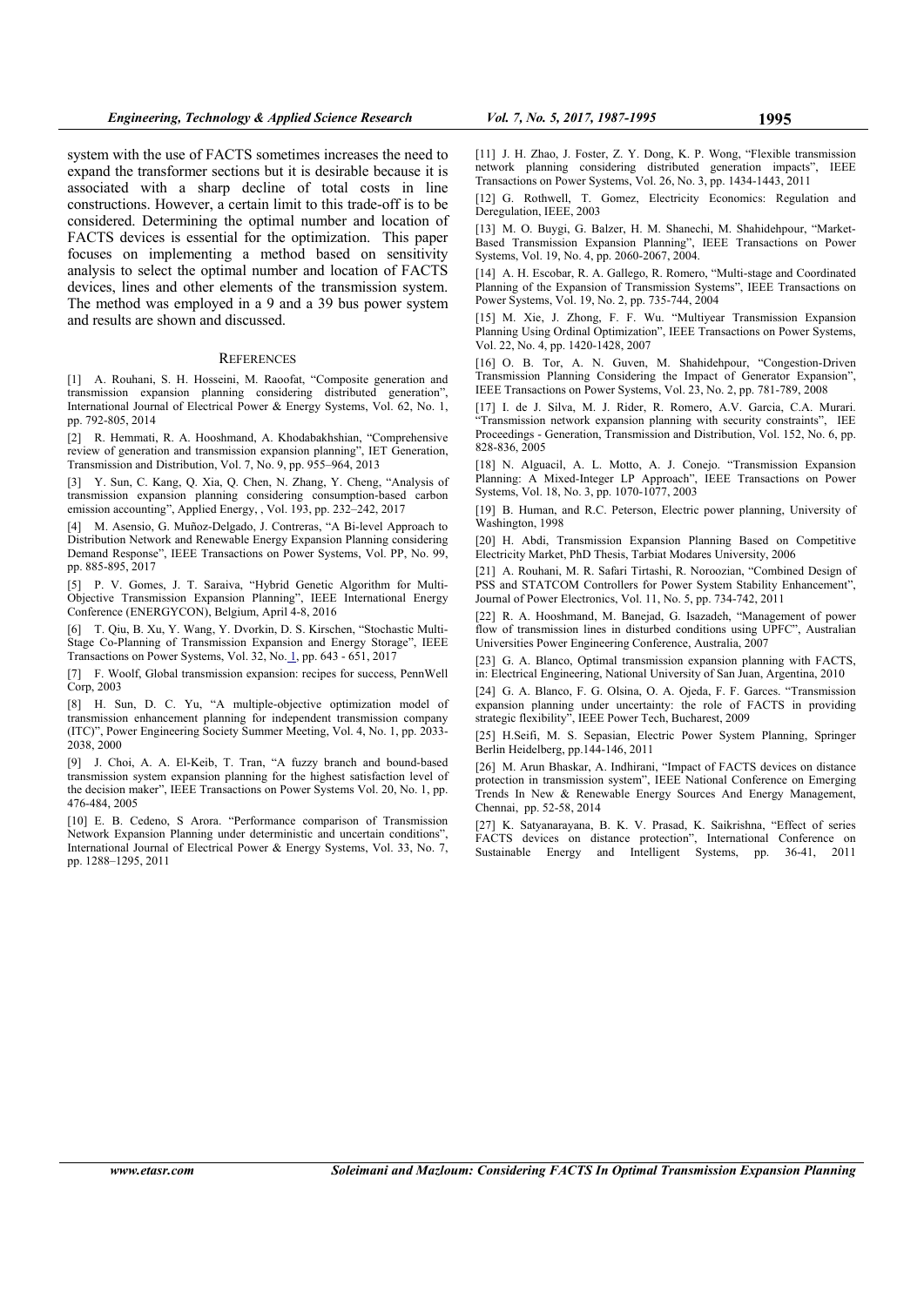system with the use of FACTS sometimes increases the need to expand the transformer sections but it is desirable because it is associated with a sharp decline of total costs in line constructions. However, a certain limit to this trade-off is to be considered. Determining the optimal number and location of FACTS devices is essential for the optimization. This paper focuses on implementing a method based on sensitivity analysis to select the optimal number and location of FACTS devices, lines and other elements of the transmission system. The method was employed in a 9 and a 39 bus power system and results are shown and discussed.

## REFERENCES

[1] A. Rouhani, S. H. Hosseini, M. Raoofat, "Composite generation and transmission expansion planning considering distributed generation", International Journal of Electrical Power & Energy Systems, Vol. 62, No. 1, pp. 792-805, 2014

[2] R. Hemmati, R. A. Hooshmand, A. Khodabakhshian, "Comprehensive review of generation and transmission expansion planning", IET Generation, Transmission and Distribution, Vol. 7, No. 9, pp. 955–964, 2013

[3] Y. Sun, C. Kang, Q. Xia, Q. Chen, N. Zhang, Y. Cheng, "Analysis of transmission expansion planning considering consumption-based carbon emission accounting", Applied Energy, , Vol. 193, pp. 232–242, 2017

[4] M. Asensio, G. Muñoz-Delgado, J. Contreras, "A Bi-level Approach to Distribution Network and Renewable Energy Expansion Planning considering Demand Response", IEEE Transactions on Power Systems, Vol. PP, No. 99, pp. 885-895, 2017

[5] P. V. Gomes, J. T. Saraiva, "Hybrid Genetic Algorithm for Multi-Objective Transmission Expansion Planning", IEEE International Energy Conference (ENERGYCON), Belgium, April 4-8, 2016

[6] T. Qiu, B. Xu, Y. Wang, Y. Dvorkin, D. S. Kirschen, "Stochastic Multi-Stage Co-Planning of Transmission Expansion and Energy Storage", IEEE Transactions on Power Systems, Vol. 32, No. 1, pp. 643 - 651, 2017

[7] F. Woolf, Global transmission expansion: recipes for success, PennWell Corp, 2003

[8] H. Sun, D. C. Yu, "A multiple-objective optimization model of transmission enhancement planning for independent transmission company (ITC)", Power Engineering Society Summer Meeting, Vol. 4, No. 1, pp. 2033-2038, 2000

[9] J. Choi, A. A. El-Keib, T. Tran, "A fuzzy branch and bound-based transmission system expansion planning for the highest satisfaction level of the decision maker", IEEE Transactions on Power Systems Vol. 20, No. 1, pp. 476-484, 2005

[10] E. B. Cedeno, S Arora. "Performance comparison of Transmission Network Expansion Planning under deterministic and uncertain conditions", International Journal of Electrical Power & Energy Systems, Vol. 33, No. 7, pp. 1288–1295, 2011

[11] J. H. Zhao, J. Foster, Z. Y. Dong, K. P. Wong, "Flexible transmission network planning considering distributed generation impacts", IEEE Transactions on Power Systems, Vol. 26, No. 3, pp. 1434-1443, 2011

[12] G. Rothwell, T. Gomez, Electricity Economics: Regulation and Deregulation, IEEE, 2003

[13] M. O. Buygi, G. Balzer, H. M. Shanechi, M. Shahidehpour, "Market-Based Transmission Expansion Planning", IEEE Transactions on Power Systems, Vol. 19, No. 4, pp. 2060-2067, 2004.

[14] A. H. Escobar, R. A. Gallego, R. Romero, "Multi-stage and Coordinated Planning of the Expansion of Transmission Systems", IEEE Transactions on Power Systems, Vol. 19, No. 2, pp. 735-744, 2004

[15] M. Xie, J. Zhong, F. F. Wu. "Multiyear Transmission Expansion Planning Using Ordinal Optimization", IEEE Transactions on Power Systems, Vol. 22, No. 4, pp. 1420-1428, 2007

[16] O. B. Tor, A. N. Guven, M. Shahidehpour, "Congestion-Driven Transmission Planning Considering the Impact of Generator Expansion", IEEE Transactions on Power Systems, Vol. 23, No. 2, pp. 781-789, 2008

[17] I. de J. Silva, M. J. Rider, R. Romero, A.V. Garcia, C.A. Murari. "Transmission network expansion planning with security constraints", IEE Proceedings - Generation, Transmission and Distribution, Vol. 152, No. 6, pp. 828-836, 2005

[18] N. Alguacil, A. L. Motto, A. J. Conejo. "Transmission Expansion Planning: A Mixed-Integer LP Approach", IEEE Transactions on Power Systems, Vol. 18, No. 3, pp. 1070-1077, 2003

[19] B. Human, and R.C. Peterson, Electric power planning, University of Washington, 1998

[20] H. Abdi, Transmission Expansion Planning Based on Competitive Electricity Market, PhD Thesis, Tarbiat Modares University, 2006

[21] A. Rouhani, M. R. Safari Tirtashi, R. Noroozian, "Combined Design of PSS and STATCOM Controllers for Power System Stability Enhancement", Journal of Power Electronics, Vol. 11, No. 5, pp. 734-742, 2011

[22] R. A. Hooshmand, M. Banejad, G. Isazadeh, "Management of power flow of transmission lines in disturbed conditions using UPFC", Australian Universities Power Engineering Conference, Australia, 2007

[23] G. A. Blanco, Optimal transmission expansion planning with FACTS, in: Electrical Engineering, National University of San Juan, Argentina, 2010

[24] G. A. Blanco, F. G. Olsina, O. A. Ojeda, F. F. Garces. "Transmission expansion planning under uncertainty: the role of FACTS in providing strategic flexibility", IEEE Power Tech, Bucharest, 2009

[25] H.Seifi, M. S. Sepasian, Electric Power System Planning, Springer Berlin Heidelberg, pp.144-146, 2011

[26] M. Arun Bhaskar, A. Indhirani, "Impact of FACTS devices on distance protection in transmission system", IEEE National Conference on Emerging Trends In New & Renewable Energy Sources And Energy Management, Chennai, pp. 52-58, 2014

[27] K. Satyanarayana, B. K. V. Prasad, K. Saikrishna, "Effect of series FACTS devices on distance protection", International Conference on Sustainable Energy and Intelligent Systems, pp. 36-41, 2011